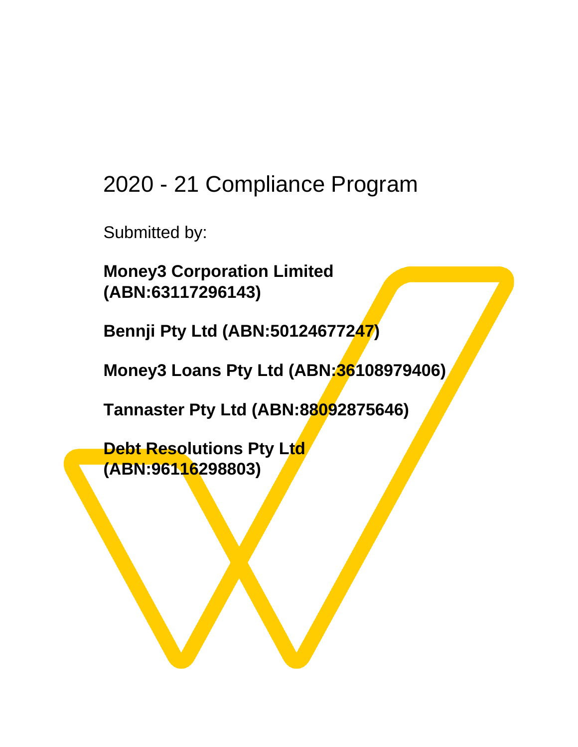# 2020 - 21 Compliance Program

Submitted by:

**Money3 Corporation Limited (ABN:63117296143)**

**Bennji Pty Ltd (ABN:50124677247)**

**Money3 Loans Pty Ltd (ABN:36108979406)**

**Tannaster Pty Ltd (ABN:88092875646)**

**Debt Resolutions Pty Ltd (ABN:96116298803)**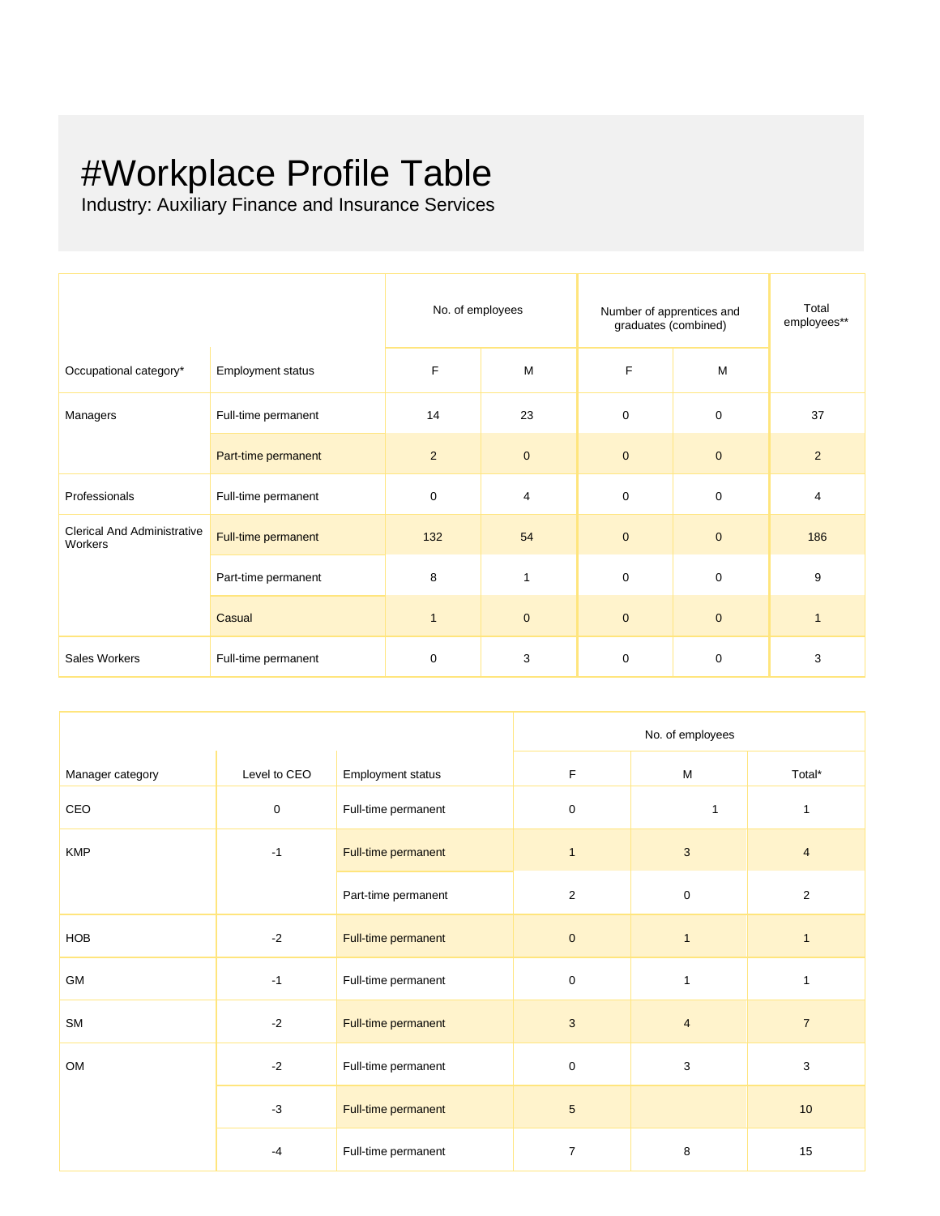# #Workplace Profile Table

Industry: Auxiliary Finance and Insurance Services

| Occupational category* | Employment status | No. of employees | | Number of apprentices and graduates (combined) | | Total employees** |
|---|---|---|---|---|---|---|
| | | F | M | F | M | |
| Managers | Full-time permanent | 14 | 23 | 0 | 0 | 37 |
| | Part-time permanent | 2 | 0 | 0 | 0 | 2 |
| Professionals | Full-time permanent | 0 | 4 | 0 | 0 | 4 |
| Clerical And Administrative Workers | Full-time permanent | 132 | 54 | 0 | 0 | 186 |
| | Part-time permanent | 8 | 1 | 0 | 0 | 9 |
| | Casual | 1 | 0 | 0 | 0 | 1 |
| Sales Workers | Full-time permanent | 0 | 3 | 0 | 0 | 3 |

| Manager category | Level to CEO | Employment status | No. of employees | | |
|---|---|---|---|---|---|
| | | | F | M | Total* |
| CEO | 0 | Full-time permanent | 0 | 1 | 1 |
| KMP | -1 | Full-time permanent | 1 | 3 | 4 |
| | | Part-time permanent | 2 | 0 | 2 |
| HOB | -2 | Full-time permanent | 0 | 1 | 1 |
| GM | -1 | Full-time permanent | 0 | 1 | 1 |
| SM | -2 | Full-time permanent | 3 | 4 | 7 |
| OM | -2 | Full-time permanent | 0 | 3 | 3 |
| | -3 | Full-time permanent | 5 | | 10 |
| | -4 | Full-time permanent | 7 | 8 | 15 |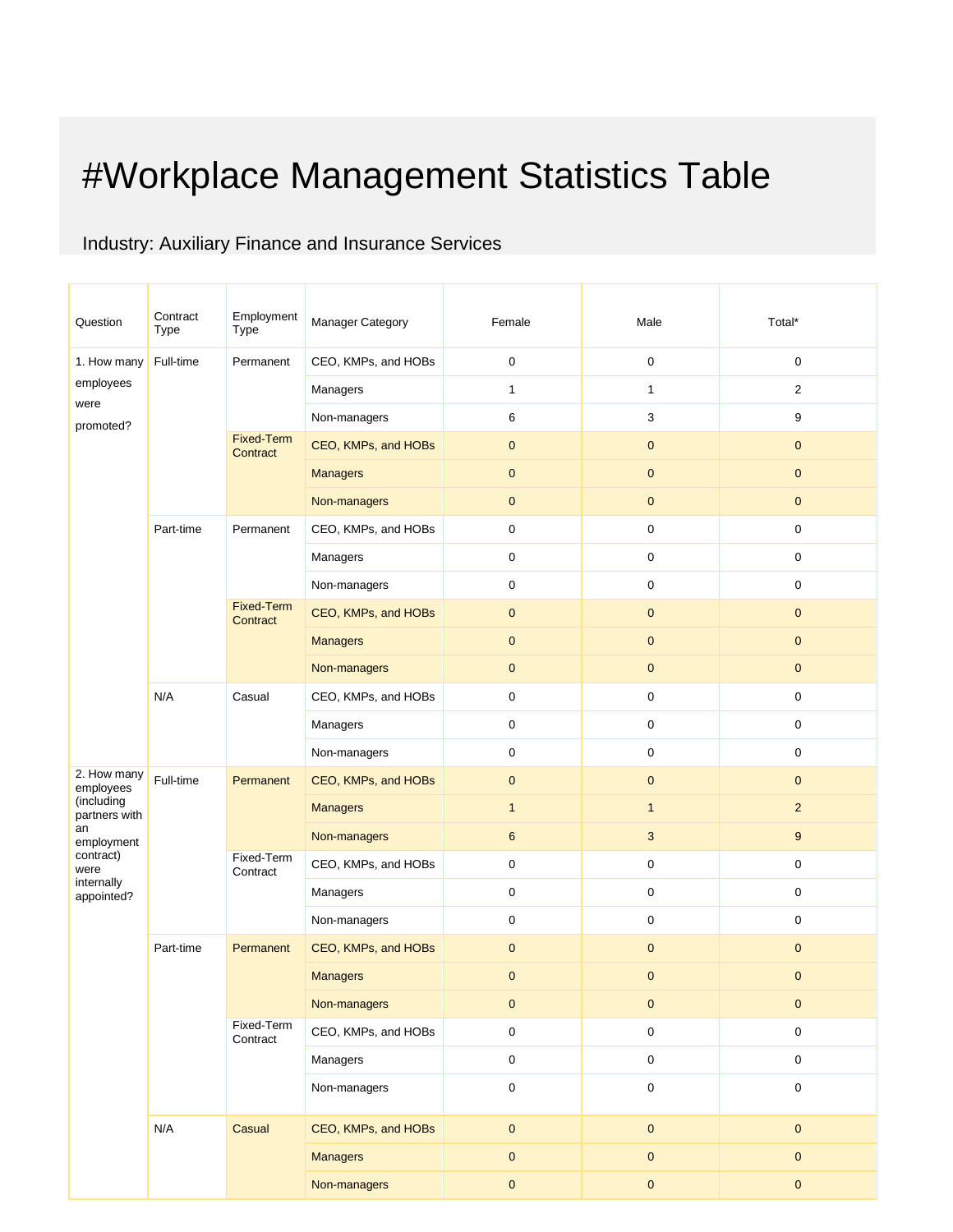# #Workplace Management Statistics Table

Industry: Auxiliary Finance and Insurance Services

| Question | Contract Type | Employment Type | Manager Category | Female | Male | Total* |
|---|---|---|---|---|---|---|
| 1. How many employees were promoted? | Full-time | Permanent | CEO, KMPs, and HOBs | 0 | 0 | 0 |
| | | | Managers | 1 | 1 | 2 |
| | | | Non-managers | 6 | 3 | 9 |
| | | Fixed-Term Contract | CEO, KMPs, and HOBs | 0 | 0 | 0 |
| | | | Managers | 0 | 0 | 0 |
| | | | Non-managers | 0 | 0 | 0 |
| | Part-time | Permanent | CEO, KMPs, and HOBs | 0 | 0 | 0 |
| | | | Managers | 0 | 0 | 0 |
| | | | Non-managers | 0 | 0 | 0 |
| | | Fixed-Term Contract | CEO, KMPs, and HOBs | 0 | 0 | 0 |
| | | | Managers | 0 | 0 | 0 |
| | | | Non-managers | 0 | 0 | 0 |
| | N/A | Casual | CEO, KMPs, and HOBs | 0 | 0 | 0 |
| | | | Managers | 0 | 0 | 0 |
| | | | Non-managers | 0 | 0 | 0 |
| 2. How many employees (including partners with an employment contract) were internally appointed? | Full-time | Permanent | CEO, KMPs, and HOBs | 0 | 0 | 0 |
| | | | Managers | 1 | 1 | 2 |
| | | | Non-managers | 6 | 3 | 9 |
| | | Fixed-Term Contract | CEO, KMPs, and HOBs | 0 | 0 | 0 |
| | | | Managers | 0 | 0 | 0 |
| | | | Non-managers | 0 | 0 | 0 |
| | Part-time | Permanent | CEO, KMPs, and HOBs | 0 | 0 | 0 |
| | | | Managers | 0 | 0 | 0 |
| | | | Non-managers | 0 | 0 | 0 |
| | | Fixed-Term Contract | CEO, KMPs, and HOBs | 0 | 0 | 0 |
| | | | Managers | 0 | 0 | 0 |
| | | | Non-managers | 0 | 0 | 0 |
| | N/A | Casual | CEO, KMPs, and HOBs | 0 | 0 | 0 |
| | | | Managers | 0 | 0 | 0 |
| | | | Non-managers | 0 | 0 | 0 |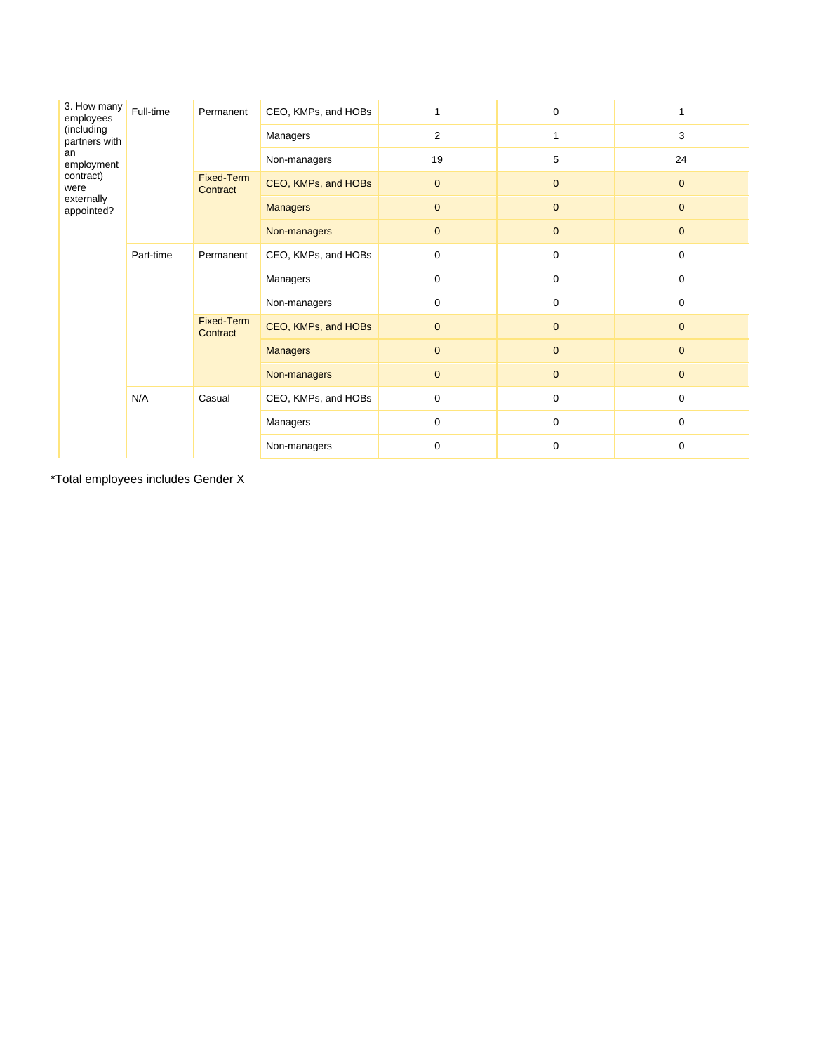| | | | | | | |
|---|---|---|---|---|---|---|
| 3. How many employees (including partners with an employment contract) were externally appointed? | Full-time | Permanent | CEO, KMPs, and HOBs | 1 | 0 | 1 |
| | | | Managers | 2 | 1 | 3 |
| | | | Non-managers | 19 | 5 | 24 |
| | | Fixed-Term Contract | CEO, KMPs, and HOBs | 0 | 0 | 0 |
| | | | Managers | 0 | 0 | 0 |
| | | | Non-managers | 0 | 0 | 0 |
| | Part-time | Permanent | CEO, KMPs, and HOBs | 0 | 0 | 0 |
| | | | Managers | 0 | 0 | 0 |
| | | | Non-managers | 0 | 0 | 0 |
| | | Fixed-Term Contract | CEO, KMPs, and HOBs | 0 | 0 | 0 |
| | | | Managers | 0 | 0 | 0 |
| | | | Non-managers | 0 | 0 | 0 |
| | N/A | Casual | CEO, KMPs, and HOBs | 0 | 0 | 0 |
| | | | Managers | 0 | 0 | 0 |
| | | | Non-managers | 0 | 0 | 0 |

*Total employees includes Gender X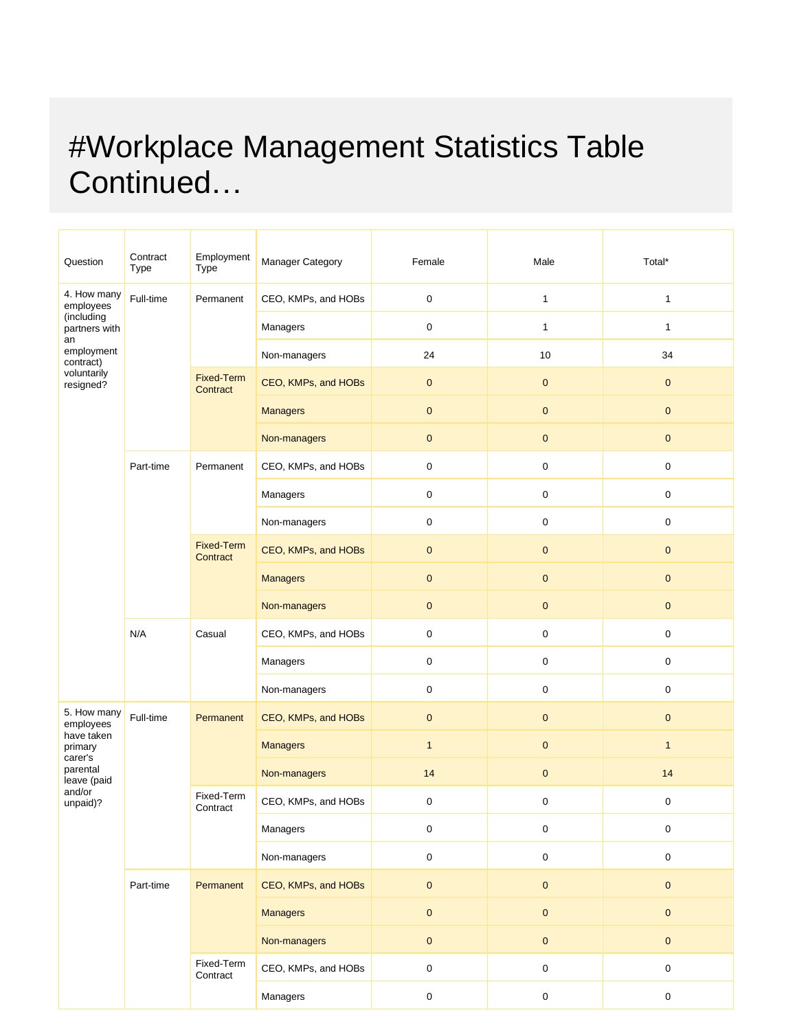# #Workplace Management Statistics Table Continued…

| Question | Contract Type | Employment Type | Manager Category | Female | Male | Total* |
|---|---|---|---|---|---|---|
| 4. How many employees (including partners with an employment contract) voluntarily resigned? | Full-time | Permanent | CEO, KMPs, and HOBs | 0 | 1 | 1 |
| | | | Managers | 0 | 1 | 1 |
| | | | Non-managers | 24 | 10 | 34 |
| | | Fixed-Term Contract | CEO, KMPs, and HOBs | 0 | 0 | 0 |
| | | | Managers | 0 | 0 | 0 |
| | | | Non-managers | 0 | 0 | 0 |
| | Part-time | Permanent | CEO, KMPs, and HOBs | 0 | 0 | 0 |
| | | | Managers | 0 | 0 | 0 |
| | | | Non-managers | 0 | 0 | 0 |
| | | Fixed-Term Contract | CEO, KMPs, and HOBs | 0 | 0 | 0 |
| | | | Managers | 0 | 0 | 0 |
| | | | Non-managers | 0 | 0 | 0 |
| | N/A | Casual | CEO, KMPs, and HOBs | 0 | 0 | 0 |
| | | | Managers | 0 | 0 | 0 |
| | | | Non-managers | 0 | 0 | 0 |
| 5. How many employees have taken primary carer's parental leave (paid and/or unpaid)? | Full-time | Permanent | CEO, KMPs, and HOBs | 0 | 0 | 0 |
| | | | Managers | 1 | 0 | 1 |
| | | | Non-managers | 14 | 0 | 14 |
| | | Fixed-Term Contract | CEO, KMPs, and HOBs | 0 | 0 | 0 |
| | | | Managers | 0 | 0 | 0 |
| | | | Non-managers | 0 | 0 | 0 |
| | Part-time | Permanent | CEO, KMPs, and HOBs | 0 | 0 | 0 |
| | | | Managers | 0 | 0 | 0 |
| | | | Non-managers | 0 | 0 | 0 |
| | | Fixed-Term Contract | CEO, KMPs, and HOBs | 0 | 0 | 0 |
| | | | Managers | 0 | 0 | 0 |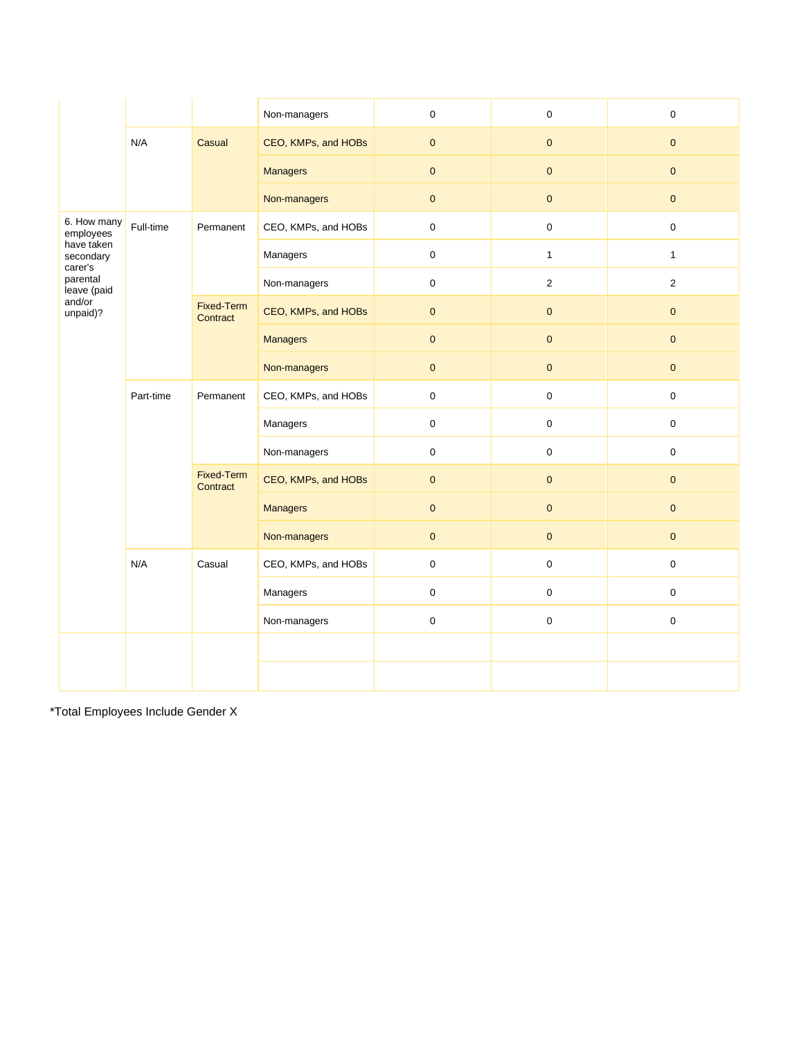| | | | | | | |
|---|---|---|---|---|---|---|
| | | | Non-managers | 0 | 0 | 0 |
| | N/A | Casual | CEO, KMPs, and HOBs | 0 | 0 | 0 |
| | | | Managers | 0 | 0 | 0 |
| | | | Non-managers | 0 | 0 | 0 |
| 6. How many employees have taken secondary carer's parental leave (paid and/or unpaid)? | Full-time | Permanent | CEO, KMPs, and HOBs | 0 | 0 | 0 |
| | | | Managers | 0 | 1 | 1 |
| | | | Non-managers | 0 | 2 | 2 |
| | | Fixed-Term Contract | CEO, KMPs, and HOBs | 0 | 0 | 0 |
| | | | Managers | 0 | 0 | 0 |
| | | | Non-managers | 0 | 0 | 0 |
| | Part-time | Permanent | CEO, KMPs, and HOBs | 0 | 0 | 0 |
| | | | Managers | 0 | 0 | 0 |
| | | | Non-managers | 0 | 0 | 0 |
| | | Fixed-Term Contract | CEO, KMPs, and HOBs | 0 | 0 | 0 |
| | | | Managers | 0 | 0 | 0 |
| | | | Non-managers | 0 | 0 | 0 |
| | N/A | Casual | CEO, KMPs, and HOBs | 0 | 0 | 0 |
| | | | Managers | 0 | 0 | 0 |
| | | | Non-managers | 0 | 0 | 0 |
| | | | | | | |
| | | | | | | |

*Total Employees Include Gender X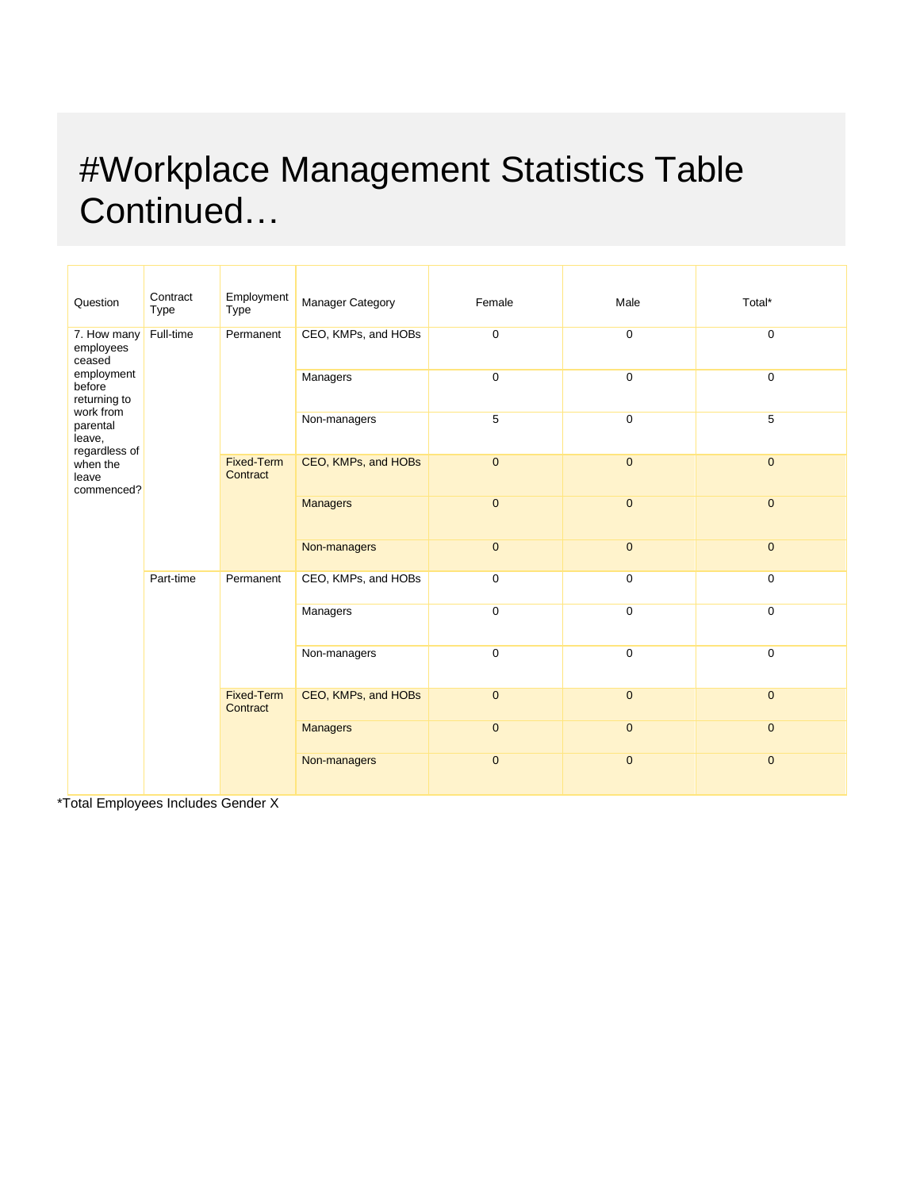# #Workplace Management Statistics Table Continued…

| Question | Contract Type | Employment Type | Manager Category | Female | Male | Total* |
|---|---|---|---|---|---|---|
| 7. How many employees ceased employment before returning to work from parental leave, regardless of when the leave commenced? | Full-time | Permanent | CEO, KMPs, and HOBs | 0 | 0 | 0 |
| | | | Managers | 0 | 0 | 0 |
| | | | Non-managers | 5 | 0 | 5 |
| | | Fixed-Term Contract | CEO, KMPs, and HOBs | 0 | 0 | 0 |
| | | | Managers | 0 | 0 | 0 |
| | | | Non-managers | 0 | 0 | 0 |
| | Part-time | Permanent | CEO, KMPs, and HOBs | 0 | 0 | 0 |
| | | | Managers | 0 | 0 | 0 |
| | | | Non-managers | 0 | 0 | 0 |
| | | Fixed-Term Contract | CEO, KMPs, and HOBs | 0 | 0 | 0 |
| | | | Managers | 0 | 0 | 0 |
| | | | Non-managers | 0 | 0 | 0 |

*Total Employees Includes Gender X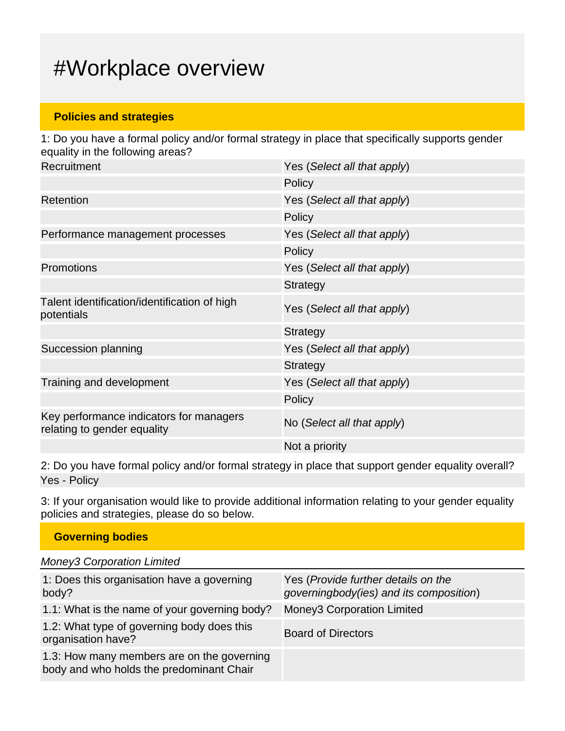# #Workplace overview

## Policies and strategies

1: Do you have a formal policy and/or formal strategy in place that specifically supports gender equality in the following areas?

| | |
|---|---|
| Recruitment | Yes (*Select all that apply*) |
| | Policy |
| Retention | Yes (*Select all that apply*) |
| | Policy |
| Performance management processes | Yes (*Select all that apply*) |
| | Policy |
| Promotions | Yes (*Select all that apply*) |
| | Strategy |
| Talent identification/identification of high potentials | Yes (*Select all that apply*) |
| | Strategy |
| Succession planning | Yes (*Select all that apply*) |
| | Strategy |
| Training and development | Yes (*Select all that apply*) |
| | Policy |
| Key performance indicators for managers relating to gender equality | No (*Select all that apply*) |
| | Not a priority |

2: Do you have formal policy and/or formal strategy in place that support gender equality overall?

Yes - Policy

3: If your organisation would like to provide additional information relating to your gender equality policies and strategies, please do so below.

## Governing bodies

*Money3 Corporation Limited*

| | |
|---|---|
| 1: Does this organisation have a governing body? | Yes (*Provide further details on the governingbody(ies) and its composition*) |
| 1.1: What is the name of your governing body? | Money3 Corporation Limited |
| 1.2: What type of governing body does this organisation have? | Board of Directors |
| 1.3: How many members are on the governing body and who holds the predominant Chair | |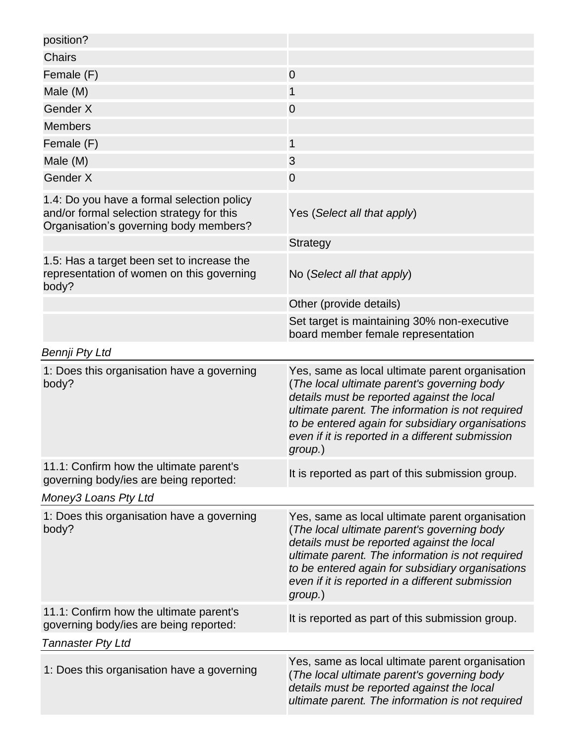| position? | |
|---|---|
| Chairs | |
| Female (F) | 0 |
| Male (M) | 1 |
| Gender X | 0 |
| Members | |
| Female (F) | 1 |
| Male (M) | 3 |
| Gender X | 0 |
| 1.4: Do you have a formal selection policy and/or formal selection strategy for this Organisation's governing body members? | Yes (*Select all that apply*) |
| | Strategy |
| 1.5: Has a target been set to increase the representation of women on this governing body? | No (*Select all that apply*) |
| | Other (provide details) |
| | Set target is maintaining 30% non-executive board member female representation |

*Bennji Pty Ltd*

| 1: Does this organisation have a governing body? | Yes, same as local ultimate parent organisation (*The local ultimate parent's governing body details must be reported against the local ultimate parent. The information is not required to be entered again for subsidiary organisations even if it is reported in a different submission group.*) |
|---|---|
| 11.1: Confirm how the ultimate parent's governing body/ies are being reported: | It is reported as part of this submission group. |

*Money3 Loans Pty Ltd*

| 1: Does this organisation have a governing body? | Yes, same as local ultimate parent organisation (*The local ultimate parent's governing body details must be reported against the local ultimate parent. The information is not required to be entered again for subsidiary organisations even if it is reported in a different submission group.*) |
|---|---|
| 11.1: Confirm how the ultimate parent's governing body/ies are being reported: | It is reported as part of this submission group. |

*Tannaster Pty Ltd*

| 1: Does this organisation have a governing | Yes, same as local ultimate parent organisation (*The local ultimate parent's governing body details must be reported against the local ultimate parent. The information is not required* |
|---|---|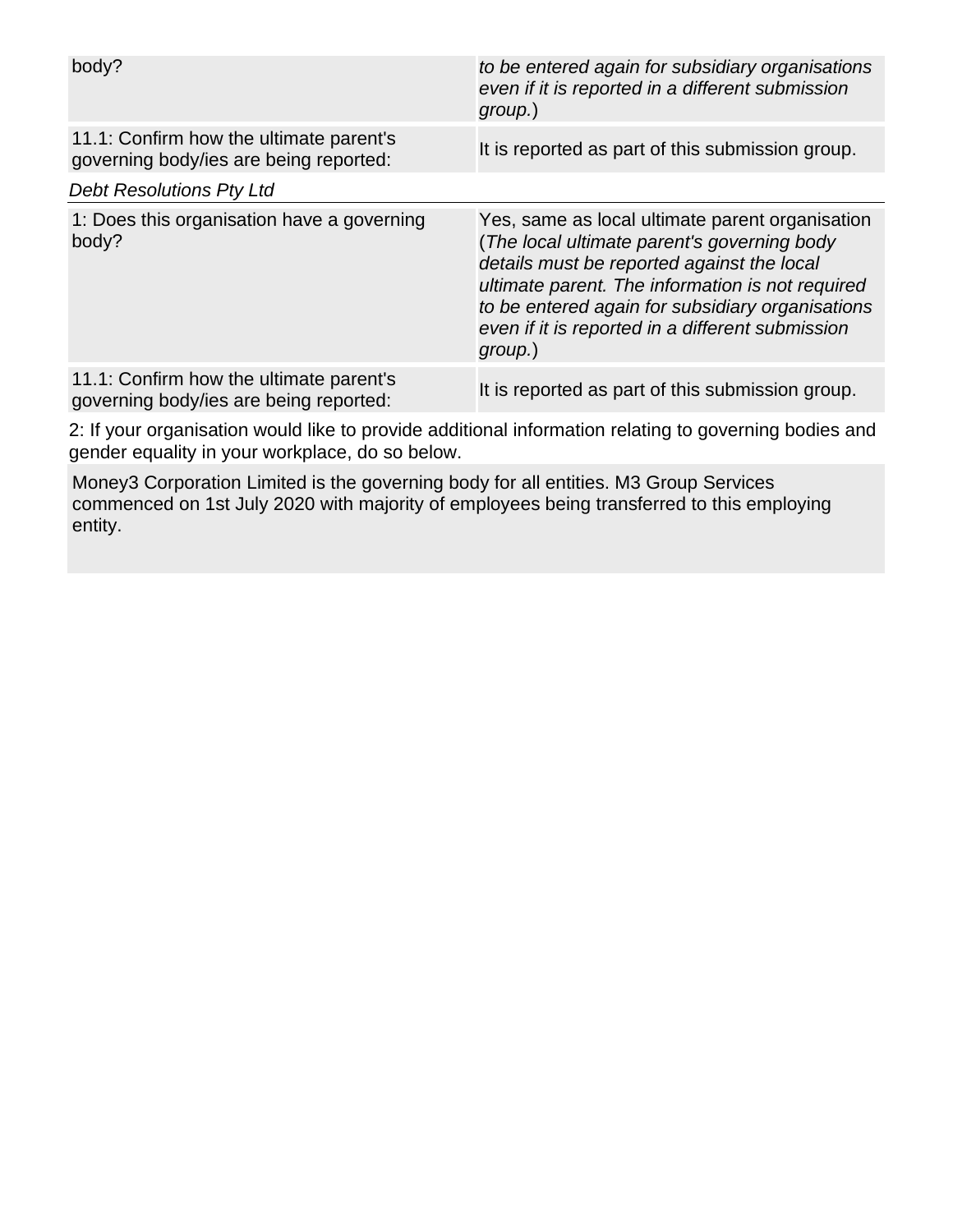| | |
|---|---|
| body? | *to be entered again for subsidiary organisations even if it is reported in a different submission group.*) |
| 11.1: Confirm how the ultimate parent's governing body/ies are being reported: | It is reported as part of this submission group. |

*Debt Resolutions Pty Ltd*

| | |
|---|---|
| 1: Does this organisation have a governing body? | Yes, same as local ultimate parent organisation (*The local ultimate parent's governing body details must be reported against the local ultimate parent. The information is not required to be entered again for subsidiary organisations even if it is reported in a different submission group.*) |
| 11.1: Confirm how the ultimate parent's governing body/ies are being reported: | It is reported as part of this submission group. |

2: If your organisation would like to provide additional information relating to governing bodies and gender equality in your workplace, do so below.

Money3 Corporation Limited is the governing body for all entities. M3 Group Services commenced on 1st July 2020 with majority of employees being transferred to this employing entity.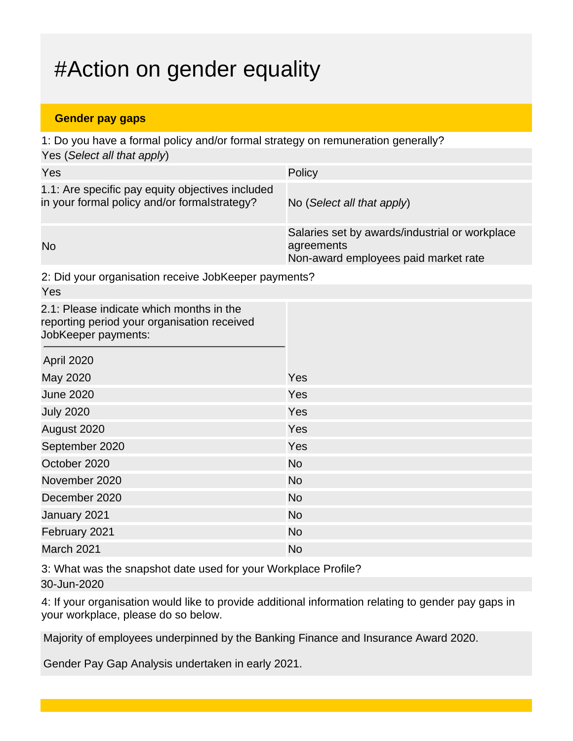# #Action on gender equality

## Gender pay gaps

1: Do you have a formal policy and/or formal strategy on remuneration generally?

Yes (*Select all that apply*)

| | |
|---|---|
| Yes | Policy |
| 1.1: Are specific pay equity objectives included in your formal policy and/or formalstrategy? | No (*Select all that apply*) |
| No | Salaries set by awards/industrial or workplace agreements<br>Non-award employees paid market rate |

2: Did your organisation receive JobKeeper payments?

Yes

| 2.1: Please indicate which months in the reporting period your organisation received JobKeeper payments: | |
|---|---|
| April 2020 | |
| May 2020 | Yes |
| June 2020 | Yes |
| July 2020 | Yes |
| August 2020 | Yes |
| September 2020 | Yes |
| October 2020 | No |
| November 2020 | No |
| December 2020 | No |
| January 2021 | No |
| February 2021 | No |
| March 2021 | No |

3: What was the snapshot date used for your Workplace Profile?

30-Jun-2020

4: If your organisation would like to provide additional information relating to gender pay gaps in your workplace, please do so below.

Majority of employees underpinned by the Banking Finance and Insurance Award 2020.

Gender Pay Gap Analysis undertaken in early 2021.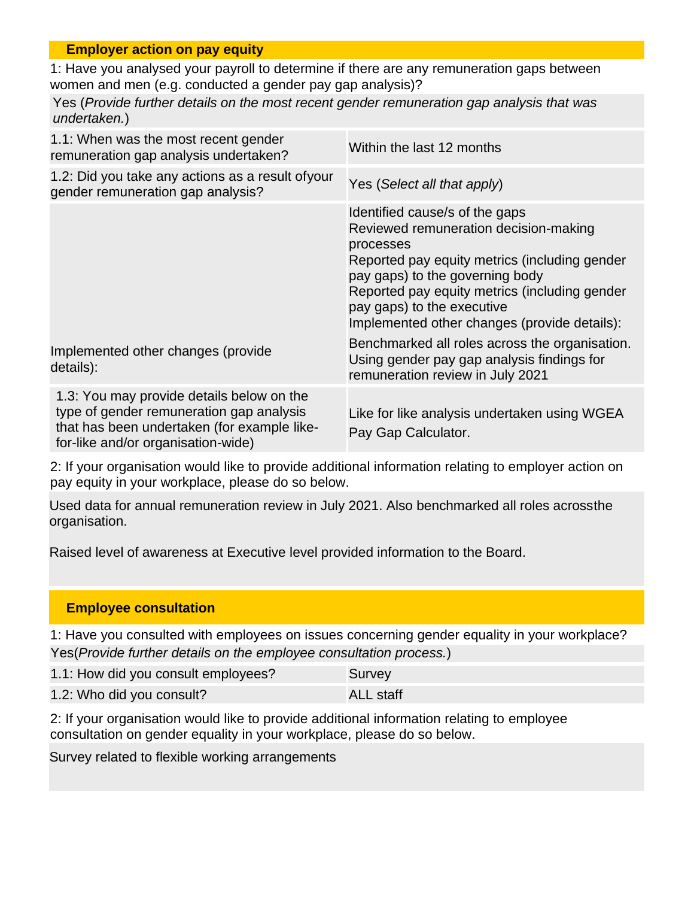## Employer action on pay equity

1: Have you analysed your payroll to determine if there are any remuneration gaps between women and men (e.g. conducted a gender pay gap analysis)?

Yes (*Provide further details on the most recent gender remuneration gap analysis that was undertaken.*)

| | |
|---|---|
| 1.1: When was the most recent gender remuneration gap analysis undertaken? | Within the last 12 months |
| 1.2: Did you take any actions as a result ofyour gender remuneration gap analysis? | Yes (*Select all that apply*) |
| | Identified cause/s of the gaps<br>Reviewed remuneration decision-making processes<br>Reported pay equity metrics (including gender pay gaps) to the governing body<br>Reported pay equity metrics (including gender pay gaps) to the executive<br>Implemented other changes (provide details): |
| Implemented other changes (provide details): | Benchmarked all roles across the organisation. Using gender pay gap analysis findings for remuneration review in July 2021 |
| 1.3: You may provide details below on the type of gender remuneration gap analysis that has been undertaken (for example like-for-like and/or organisation-wide) | Like for like analysis undertaken using WGEA Pay Gap Calculator. |

2: If your organisation would like to provide additional information relating to employer action on pay equity in your workplace, please do so below.

Used data for annual remuneration review in July 2021. Also benchmarked all roles acrossthe organisation.

Raised level of awareness at Executive level provided information to the Board.

## Employee consultation

1: Have you consulted with employees on issues concerning gender equality in your workplace?

Yes(*Provide further details on the employee consultation process.*)

| | |
|---|---|
| 1.1: How did you consult employees? | Survey |
| 1.2: Who did you consult? | ALL staff |

2: If your organisation would like to provide additional information relating to employee consultation on gender equality in your workplace, please do so below.

Survey related to flexible working arrangements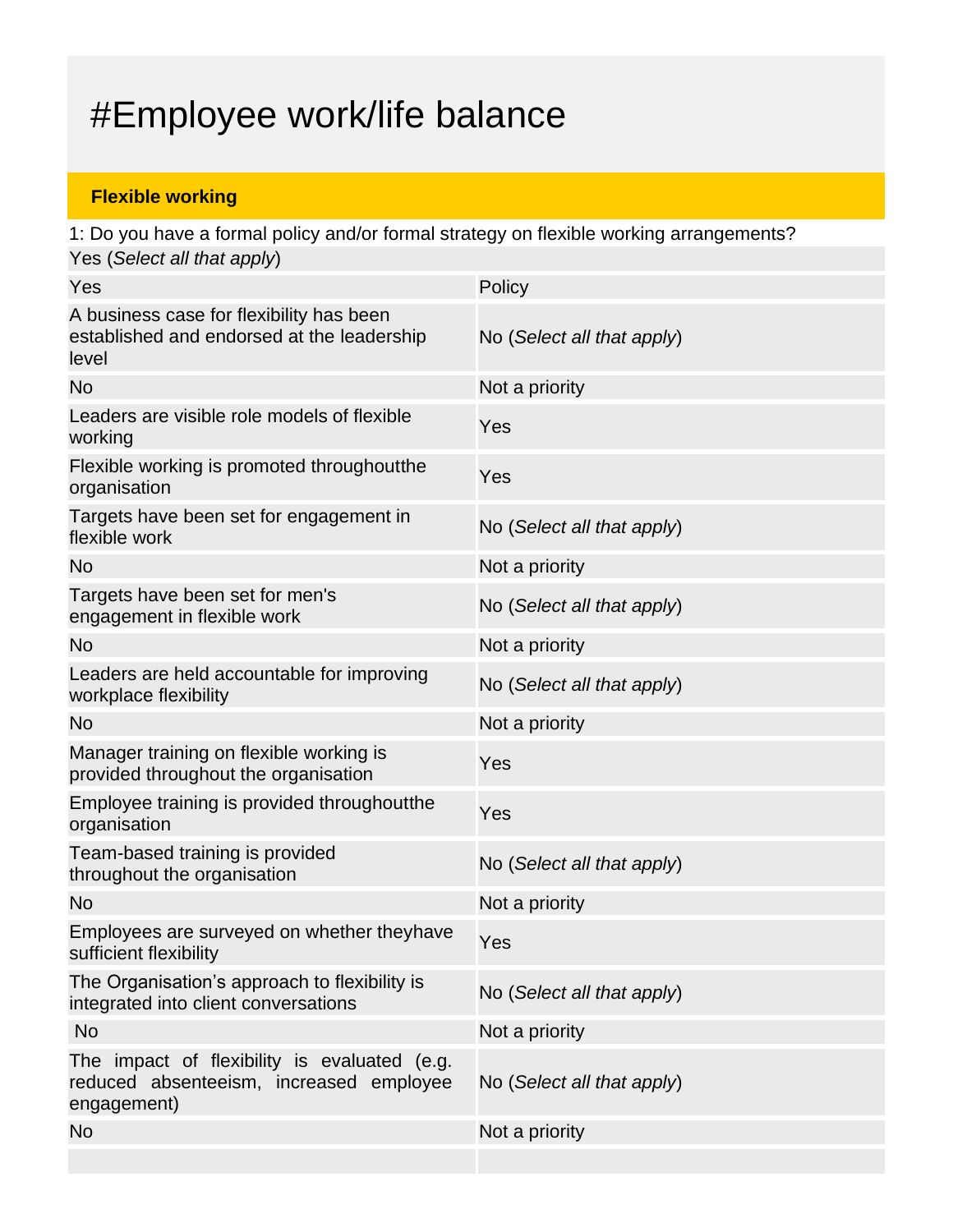# #Employee work/life balance

**Flexible working**

1: Do you have a formal policy and/or formal strategy on flexible working arrangements?

| Yes (*Select all that apply*) | |
|---|---|
| Yes | Policy |
| A business case for flexibility has been established and endorsed at the leadership level | No (*Select all that apply*) |
| No | Not a priority |
| Leaders are visible role models of flexible working | Yes |
| Flexible working is promoted throughoutthe organisation | Yes |
| Targets have been set for engagement in flexible work | No (*Select all that apply*) |
| No | Not a priority |
| Targets have been set for men's engagement in flexible work | No (*Select all that apply*) |
| No | Not a priority |
| Leaders are held accountable for improving workplace flexibility | No (*Select all that apply*) |
| No | Not a priority |
| Manager training on flexible working is provided throughout the organisation | Yes |
| Employee training is provided throughoutthe organisation | Yes |
| Team-based training is provided throughout the organisation | No (*Select all that apply*) |
| No | Not a priority |
| Employees are surveyed on whether theyhave sufficient flexibility | Yes |
| The Organisation's approach to flexibility is integrated into client conversations | No (*Select all that apply*) |
| No | Not a priority |
| The impact of flexibility is evaluated (e.g. reduced absenteeism, increased employee engagement) | No (*Select all that apply*) |
| No | Not a priority |
| | |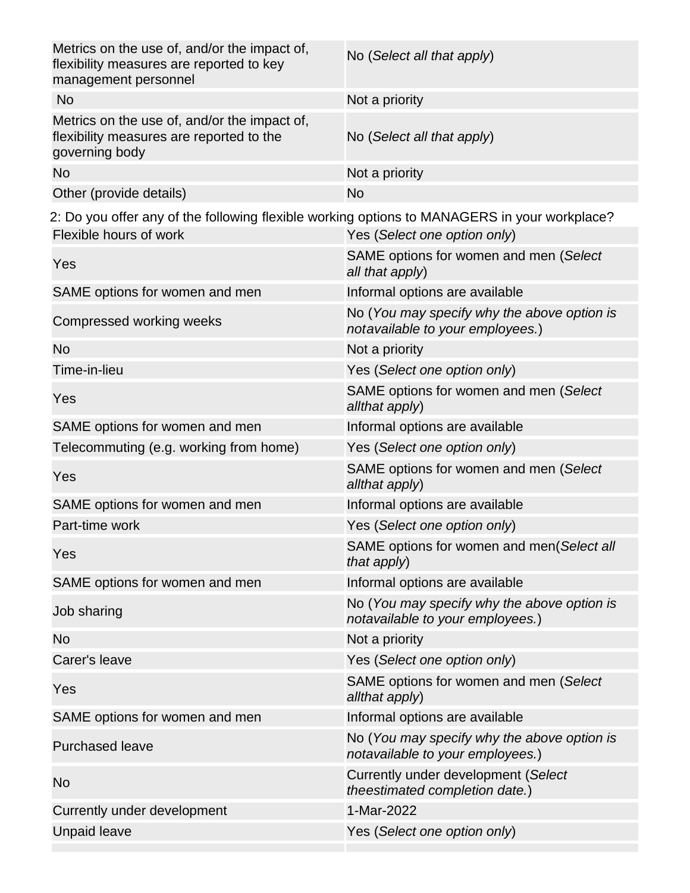| Metrics on the use of, and/or the impact of, flexibility measures are reported to key management personnel | No (*Select all that apply*) |
|---|---|
| No | Not a priority |
| Metrics on the use of, and/or the impact of, flexibility measures are reported to the governing body | No (*Select all that apply*) |
| No | Not a priority |
| Other (provide details) | No |

2: Do you offer any of the following flexible working options to MANAGERS in your workplace?

| Flexible hours of work | Yes (*Select one option only*) |
|---|---|
| Yes | SAME options for women and men (*Select all that apply*) |
| SAME options for women and men | Informal options are available |
| Compressed working weeks | No (*You may specify why the above option is notavailable to your employees.*) |
| No | Not a priority |
| Time-in-lieu | Yes (*Select one option only*) |
| Yes | SAME options for women and men (*Select allthat apply*) |
| SAME options for women and men | Informal options are available |
| Telecommuting (e.g. working from home) | Yes (*Select one option only*) |
| Yes | SAME options for women and men (*Select allthat apply*) |
| SAME options for women and men | Informal options are available |
| Part-time work | Yes (*Select one option only*) |
| Yes | SAME options for women and men(*Select all that apply*) |
| SAME options for women and men | Informal options are available |
| Job sharing | No (*You may specify why the above option is notavailable to your employees.*) |
| No | Not a priority |
| Carer's leave | Yes (*Select one option only*) |
| Yes | SAME options for women and men (*Select allthat apply*) |
| SAME options for women and men | Informal options are available |
| Purchased leave | No (*You may specify why the above option is notavailable to your employees.*) |
| No | Currently under development (*Select theestimated completion date.*) |
| Currently under development | 1-Mar-2022 |
| Unpaid leave | Yes (*Select one option only*) |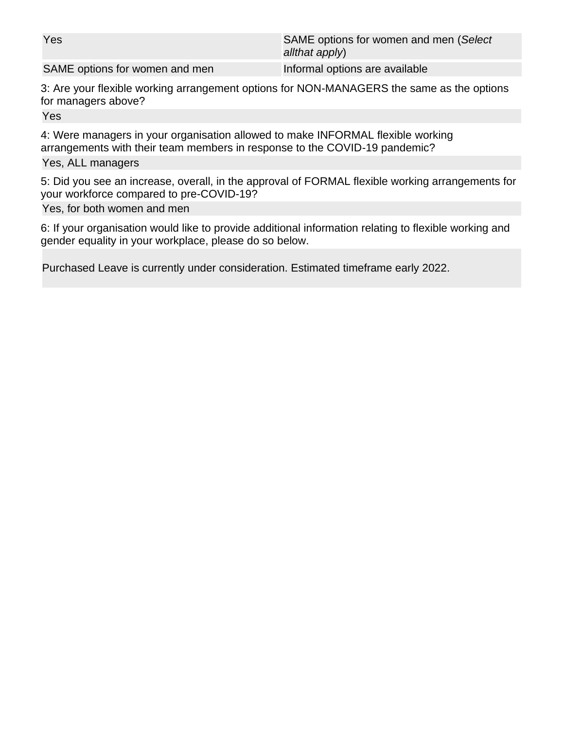| Yes | SAME options for women and men (*Select allthat apply*) |
|---|---|
| SAME options for women and men | Informal options are available |

3: Are your flexible working arrangement options for NON-MANAGERS the same as the options for managers above?

Yes

4: Were managers in your organisation allowed to make INFORMAL flexible working arrangements with their team members in response to the COVID-19 pandemic?

Yes, ALL managers

5: Did you see an increase, overall, in the approval of FORMAL flexible working arrangements for your workforce compared to pre-COVID-19?

Yes, for both women and men

6: If your organisation would like to provide additional information relating to flexible working and gender equality in your workplace, please do so below.

Purchased Leave is currently under consideration. Estimated timeframe early 2022.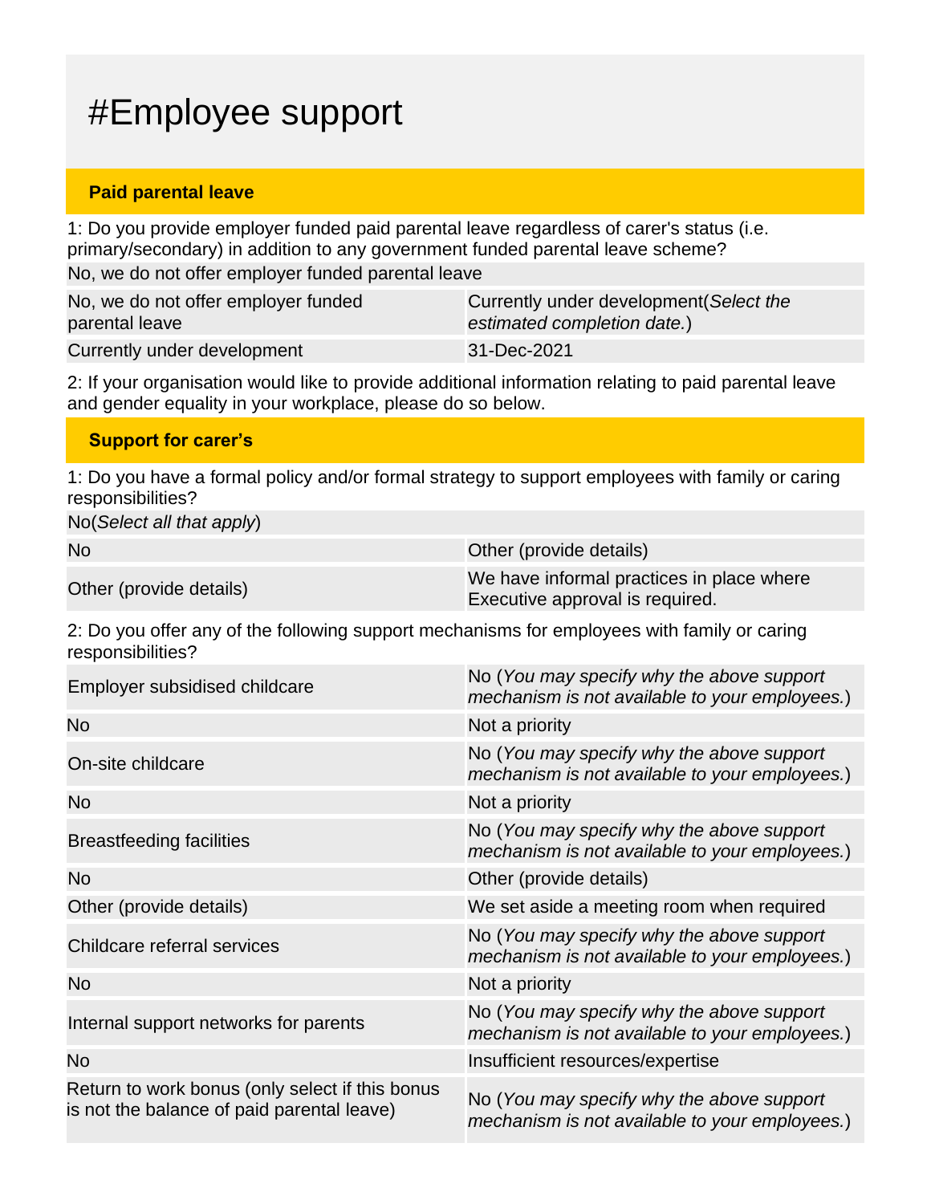# #Employee support

## Paid parental leave

1: Do you provide employer funded paid parental leave regardless of carer's status (i.e. primary/secondary) in addition to any government funded parental leave scheme?

No, we do not offer employer funded parental leave

| | |
|---|---|
| No, we do not offer employer funded parental leave | Currently under development(*Select the estimated completion date.*) |
| Currently under development | 31-Dec-2021 |

2: If your organisation would like to provide additional information relating to paid parental leave and gender equality in your workplace, please do so below.

## Support for carer's

1: Do you have a formal policy and/or formal strategy to support employees with family or caring responsibilities?

No(*Select all that apply*)

| | |
|---|---|
| No | Other (provide details) |
| Other (provide details) | We have informal practices in place where Executive approval is required. |

2: Do you offer any of the following support mechanisms for employees with family or caring responsibilities?

| | |
|---|---|
| Employer subsidised childcare | No (*You may specify why the above support mechanism is not available to your employees.*) |
| No | Not a priority |
| On-site childcare | No (*You may specify why the above support mechanism is not available to your employees.*) |
| No | Not a priority |
| Breastfeeding facilities | No (*You may specify why the above support mechanism is not available to your employees.*) |
| No | Other (provide details) |
| Other (provide details) | We set aside a meeting room when required |
| Childcare referral services | No (*You may specify why the above support mechanism is not available to your employees.*) |
| No | Not a priority |
| Internal support networks for parents | No (*You may specify why the above support mechanism is not available to your employees.*) |
| No | Insufficient resources/expertise |
| Return to work bonus (only select if this bonus is not the balance of paid parental leave) | No (*You may specify why the above support mechanism is not available to your employees.*) |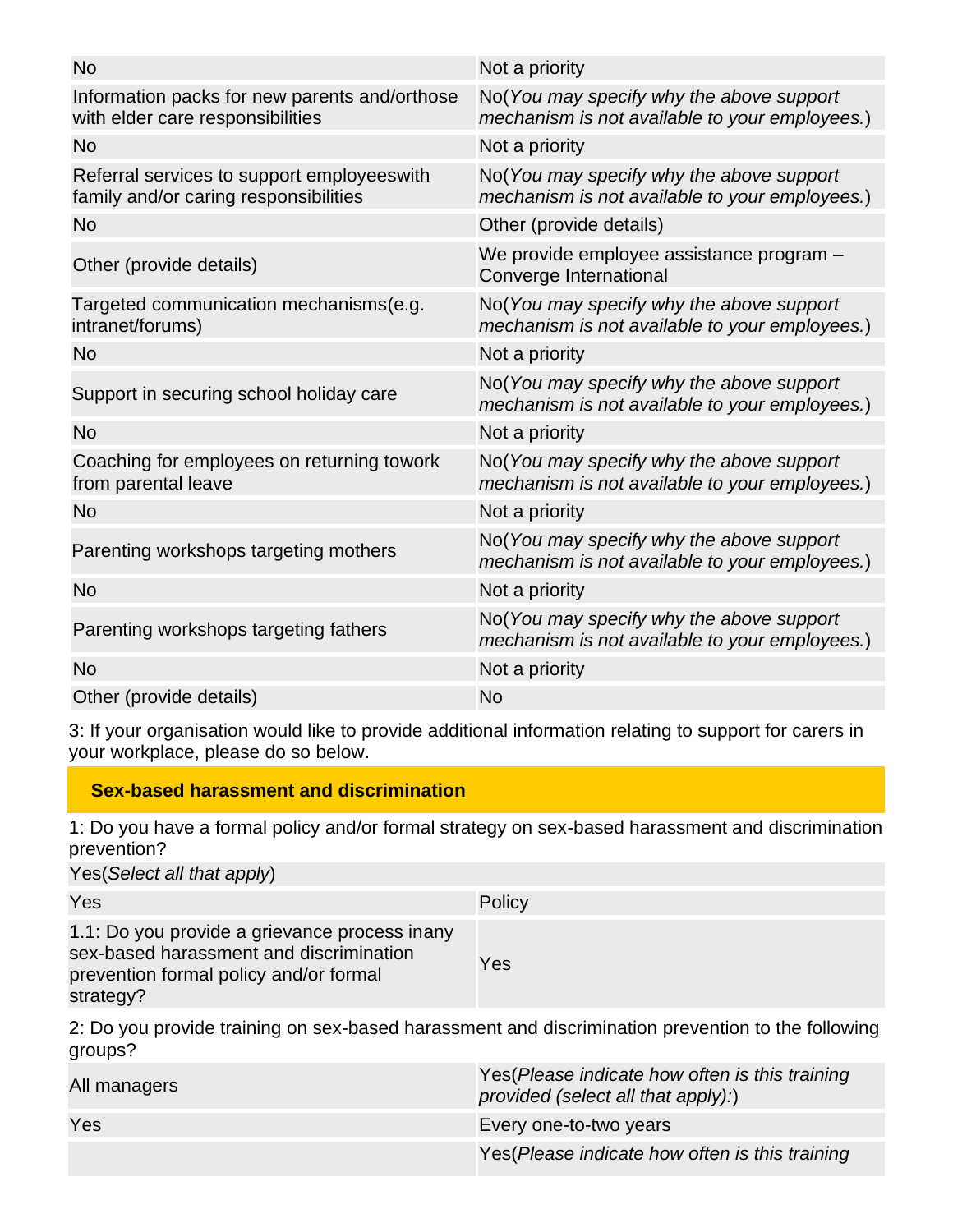| | |
|---|---|
| No | Not a priority |
| Information packs for new parents and/orthose with elder care responsibilities | No(*You may specify why the above support mechanism is not available to your employees.*) |
| No | Not a priority |
| Referral services to support employeeswith family and/or caring responsibilities | No(*You may specify why the above support mechanism is not available to your employees.*) |
| No | Other (provide details) |
| Other (provide details) | We provide employee assistance program – Converge International |
| Targeted communication mechanisms(e.g. intranet/forums) | No(*You may specify why the above support mechanism is not available to your employees.*) |
| No | Not a priority |
| Support in securing school holiday care | No(*You may specify why the above support mechanism is not available to your employees.*) |
| No | Not a priority |
| Coaching for employees on returning towork from parental leave | No(*You may specify why the above support mechanism is not available to your employees.*) |
| No | Not a priority |
| Parenting workshops targeting mothers | No(*You may specify why the above support mechanism is not available to your employees.*) |
| No | Not a priority |
| Parenting workshops targeting fathers | No(*You may specify why the above support mechanism is not available to your employees.*) |
| No | Not a priority |
| Other (provide details) | No |

3: If your organisation would like to provide additional information relating to support for carers in your workplace, please do so below.

## Sex-based harassment and discrimination

1: Do you have a formal policy and/or formal strategy on sex-based harassment and discrimination prevention?

Yes(*Select all that apply*)

| | |
|---|---|
| Yes | Policy |
| 1.1: Do you provide a grievance process inany sex-based harassment and discrimination prevention formal policy and/or formal strategy? | Yes |

2: Do you provide training on sex-based harassment and discrimination prevention to the following groups?

| | |
|---|---|
| All managers | Yes(*Please indicate how often is this training provided (select all that apply):*) |
| Yes | Every one-to-two years |
| | Yes(*Please indicate how often is this training* |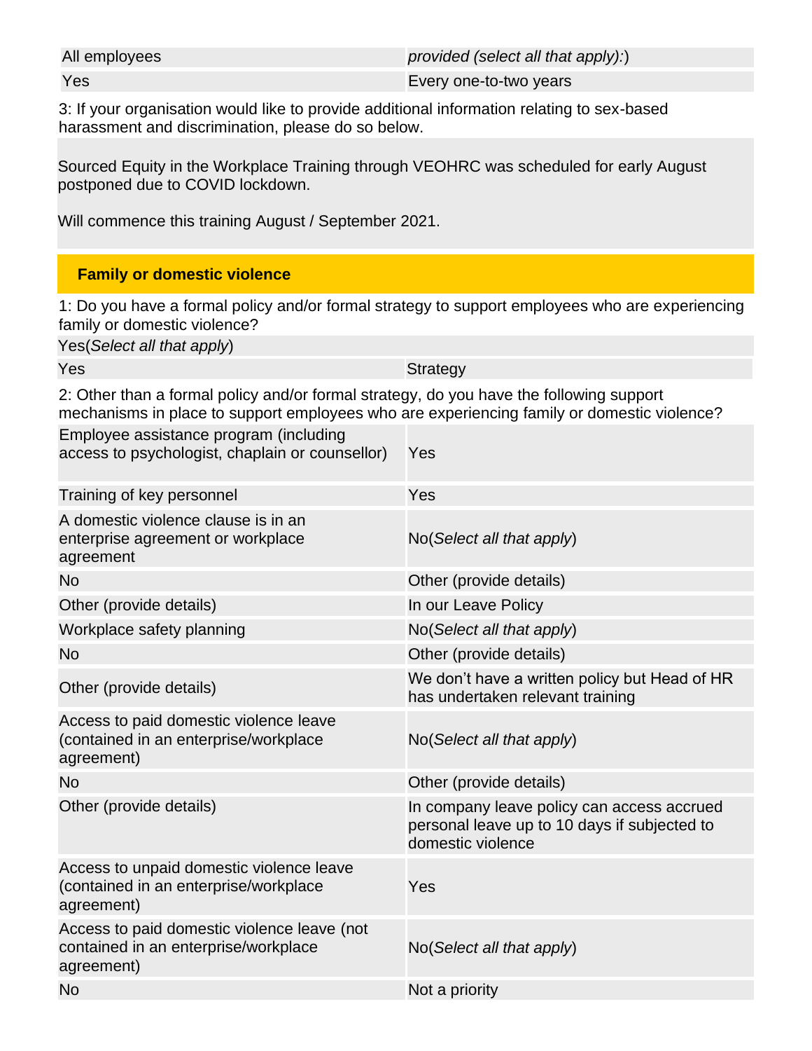| All employees | provided (select all that apply):) |
|---|---|
| Yes | Every one-to-two years |

3: If your organisation would like to provide additional information relating to sex-based harassment and discrimination, please do so below.

Sourced Equity in the Workplace Training through VEOHRC was scheduled for early August postponed due to COVID lockdown.

Will commence this training August / September 2021.

## Family or domestic violence

1: Do you have a formal policy and/or formal strategy to support employees who are experiencing family or domestic violence?

| Yes(*Select all that apply*) | |
|---|---|
| Yes | Strategy |

2: Other than a formal policy and/or formal strategy, do you have the following support mechanisms in place to support employees who are experiencing family or domestic violence?

| | |
|---|---|
| Employee assistance program (including access to psychologist, chaplain or counsellor) | Yes |
| Training of key personnel | Yes |
| A domestic violence clause is in an enterprise agreement or workplace agreement | No(*Select all that apply*) |
| No | Other (provide details) |
| Other (provide details) | In our Leave Policy |
| Workplace safety planning | No(*Select all that apply*) |
| No | Other (provide details) |
| Other (provide details) | We don't have a written policy but Head of HR has undertaken relevant training |
| Access to paid domestic violence leave (contained in an enterprise/workplace agreement) | No(*Select all that apply*) |
| No | Other (provide details) |
| Other (provide details) | In company leave policy can access accrued personal leave up to 10 days if subjected to domestic violence |
| Access to unpaid domestic violence leave (contained in an enterprise/workplace agreement) | Yes |
| Access to paid domestic violence leave (not contained in an enterprise/workplace agreement) | No(*Select all that apply*) |
| No | Not a priority |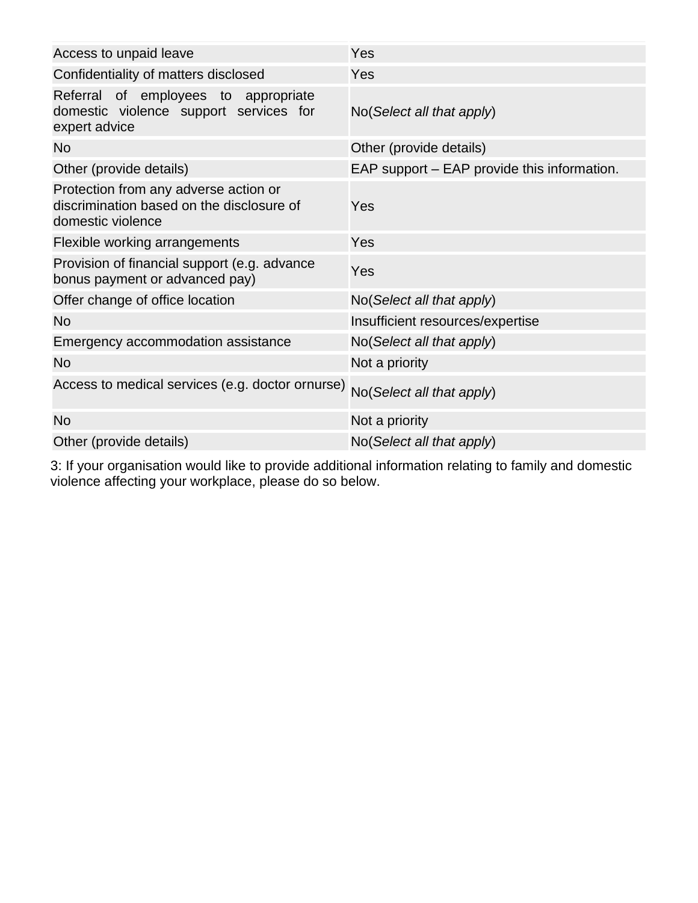| | |
|---|---|
| Access to unpaid leave | Yes |
| Confidentiality of matters disclosed | Yes |
| Referral of employees to appropriate domestic violence support services for expert advice | No(*Select all that apply*) |
| No | Other (provide details) |
| Other (provide details) | EAP support – EAP provide this information. |
| Protection from any adverse action or discrimination based on the disclosure of domestic violence | Yes |
| Flexible working arrangements | Yes |
| Provision of financial support (e.g. advance bonus payment or advanced pay) | Yes |
| Offer change of office location | No(*Select all that apply*) |
| No | Insufficient resources/expertise |
| Emergency accommodation assistance | No(*Select all that apply*) |
| No | Not a priority |
| Access to medical services (e.g. doctor ornurse) | No(*Select all that apply*) |
| No | Not a priority |
| Other (provide details) | No(*Select all that apply*) |

3: If your organisation would like to provide additional information relating to family and domestic violence affecting your workplace, please do so below.